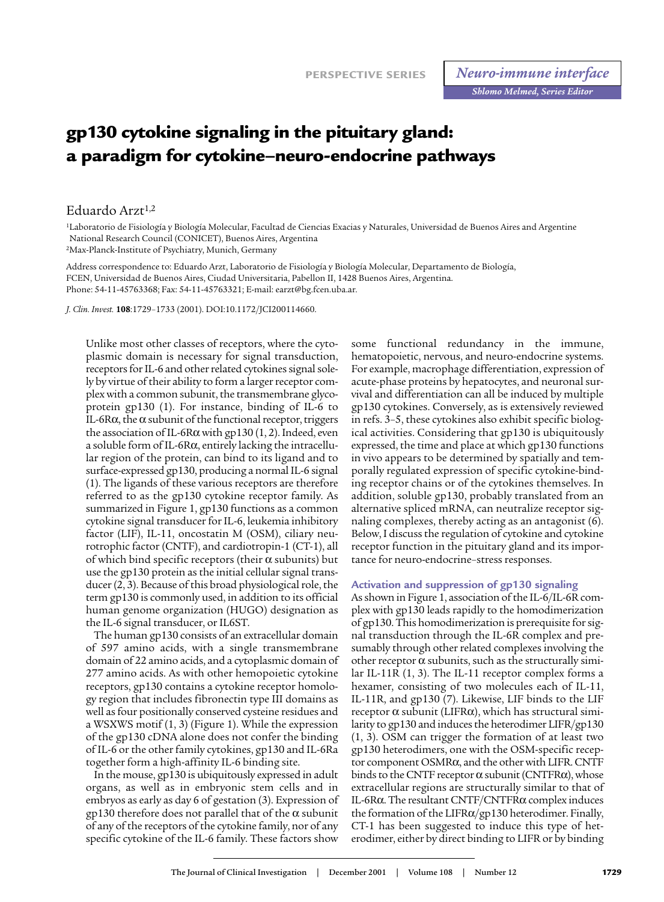PERSPECTIVE SERIES

*Neuro-immune interface*

*Shlomo Melmed, Series Editor*

# gp130 cytokine signaling in the pituitary gland: a paradigm for cytokine–neuro-endocrine pathways

Eduardo Arzt[1,2]

[1]Laboratorio de Fisiología y Biología Molecular, Facultad de Ciencias Exacias y Naturales, Universidad de Buenos Aires and Argentine National Research Council (CONICET), Buenos Aires, Argentina
[2]Max-Planck-Institute of Psychiatry, Munich, Germany

Address correspondence to: Eduardo Arzt, Laboratorio de Fisiología y Biología Molecular, Departamento de Biología, FCEN, Universidad de Buenos Aires, Ciudad Universitaria, Pabellon II, 1428 Buenos Aires, Argentina. Phone: 54-11-45763368; Fax: 54-11-45763321; E-mail: earzt@bg.fcen.uba.ar.

*J. Clin. Invest.* **108**:1729–1733 (2001). DOI:10.1172/JCI200114660.

Unlike most other classes of receptors, where the cytoplasmic domain is necessary for signal transduction, receptors for IL-6 and other related cytokines signal solely by virtue of their ability to form a larger receptor complex with a common subunit, the transmembrane glycoprotein gp130 (1). For instance, binding of IL-6 to IL-6Rα, the α subunit of the functional receptor, triggers the association of IL-6Rα with gp130 (1, 2). Indeed, even a soluble form of IL-6Rα, entirely lacking the intracellular region of the protein, can bind to its ligand and to surface-expressed gp130, producing a normal IL-6 signal (1). The ligands of these various receptors are therefore referred to as the gp130 cytokine receptor family. As summarized in Figure 1, gp130 functions as a common cytokine signal transducer for IL-6, leukemia inhibitory factor (LIF), IL-11, oncostatin M (OSM), ciliary neurotrophic factor (CNTF), and cardiotropin-1 (CT-1), all of which bind specific receptors (their α subunits) but use the gp130 protein as the initial cellular signal transducer (2, 3). Because of this broad physiological role, the term gp130 is commonly used, in addition to its official human genome organization (HUGO) designation as the IL-6 signal transducer, or IL6ST.

The human gp130 consists of an extracellular domain of 597 amino acids, with a single transmembrane domain of 22 amino acids, and a cytoplasmic domain of 277 amino acids. As with other hemopoietic cytokine receptors, gp130 contains a cytokine receptor homology region that includes fibronectin type III domains as well as four positionally conserved cysteine residues and a WSXWS motif (1, 3) (Figure 1). While the expression of the gp130 cDNA alone does not confer the binding of IL-6 or the other family cytokines, gp130 and IL-6Ra together form a high-affinity IL-6 binding site.

In the mouse, gp130 is ubiquitously expressed in adult organs, as well as in embryonic stem cells and in embryos as early as day 6 of gestation (3). Expression of gp130 therefore does not parallel that of the α subunit of any of the receptors of the cytokine family, nor of any specific cytokine of the IL-6 family. These factors show some functional redundancy in the immune, hematopoietic, nervous, and neuro-endocrine systems. For example, macrophage differentiation, expression of acute-phase proteins by hepatocytes, and neuronal survival and differentiation can all be induced by multiple gp130 cytokines. Conversely, as is extensively reviewed in refs. 3–5, these cytokines also exhibit specific biological activities. Considering that gp130 is ubiquitously expressed, the time and place at which gp130 functions in vivo appears to be determined by spatially and temporally regulated expression of specific cytokine-binding receptor chains or of the cytokines themselves. In addition, soluble gp130, probably translated from an alternative spliced mRNA, can neutralize receptor signaling complexes, thereby acting as an antagonist (6). Below, I discuss the regulation of cytokine and cytokine receptor function in the pituitary gland and its importance for neuro-endocrine–stress responses.

### Activation and suppression of gp130 signaling

As shown in Figure 1, association of the IL-6/IL-6R complex with gp130 leads rapidly to the homodimerization of gp130. This homodimerization is prerequisite for signal transduction through the IL-6R complex and presumably through other related complexes involving the other receptor α subunits, such as the structurally similar IL-11R (1, 3). The IL-11 receptor complex forms a hexamer, consisting of two molecules each of IL-11, IL-11R, and gp130 (7). Likewise, LIF binds to the LIF receptor α subunit (LIFRα), which has structural similarity to gp130 and induces the heterodimer LIFR/gp130 (1, 3). OSM can trigger the formation of at least two gp130 heterodimers, one with the OSM-specific receptor component OSMRα, and the other with LIFR. CNTF binds to the CNTF receptor α subunit (CNTFRα), whose extracellular regions are structurally similar to that of IL-6Rα. The resultant CNTF/CNTFRα complex induces the formation of the LIFRα/gp130 heterodimer. Finally, CT-1 has been suggested to induce this type of heterodimer, either by direct binding to LIFR or by binding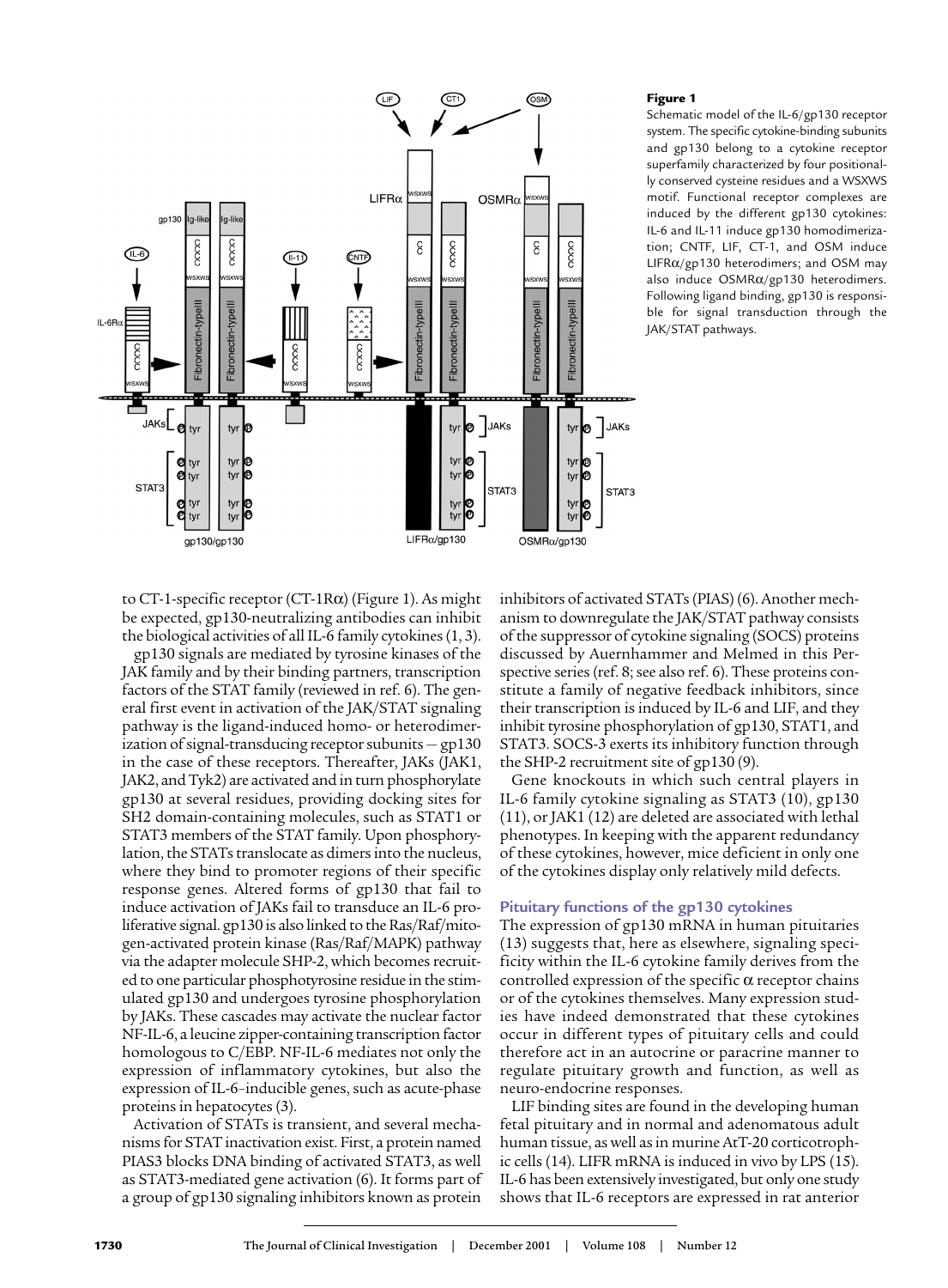**Figure 1**

Schematic model of the IL-6/gp130 receptor system. The specific cytokine-binding subunits and gp130 belong to a cytokine receptor superfamily characterized by four positionally conserved cysteine residues and a WSXWS motif. Functional receptor complexes are induced by the different gp130 cytokines: IL-6 and IL-11 induce gp130 homodimerization; CNTF, LIF, CT-1, and OSM induce LIFRα/gp130 heterodimers; and OSM may also induce OSMRα/gp130 heterodimers. Following ligand binding, gp130 is responsible for signal transduction through the JAK/STAT pathways.

to CT-1-specific receptor (CT-1Rα) (Figure 1). As might be expected, gp130-neutralizing antibodies can inhibit the biological activities of all IL-6 family cytokines (1, 3).

gp130 signals are mediated by tyrosine kinases of the JAK family and by their binding partners, transcription factors of the STAT family (reviewed in ref. 6). The general first event in activation of the JAK/STAT signaling pathway is the ligand-induced homo- or heterodimerization of signal-transducing receptor subunits — gp130 in the case of these receptors. Thereafter, JAKs (JAK1, JAK2, and Tyk2) are activated and in turn phosphorylate gp130 at several residues, providing docking sites for SH2 domain-containing molecules, such as STAT1 or STAT3 members of the STAT family. Upon phosphorylation, the STATs translocate as dimers into the nucleus, where they bind to promoter regions of their specific response genes. Altered forms of gp130 that fail to induce activation of JAKs fail to transduce an IL-6 proliferative signal. gp130 is also linked to the Ras/Raf/mitogen-activated protein kinase (Ras/Raf/MAPK) pathway via the adapter molecule SHP-2, which becomes recruited to one particular phosphotyrosine residue in the stimulated gp130 and undergoes tyrosine phosphorylation by JAKs. These cascades may activate the nuclear factor NF-IL-6, a leucine zipper-containing transcription factor homologous to C/EBP. NF-IL-6 mediates not only the expression of inflammatory cytokines, but also the expression of IL-6–inducible genes, such as acute-phase proteins in hepatocytes (3).

Activation of STATs is transient, and several mechanisms for STAT inactivation exist. First, a protein named PIAS3 blocks DNA binding of activated STAT3, as well as STAT3-mediated gene activation (6). It forms part of a group of gp130 signaling inhibitors known as protein inhibitors of activated STATs (PIAS) (6). Another mechanism to downregulate the JAK/STAT pathway consists of the suppressor of cytokine signaling (SOCS) proteins discussed by Auernhammer and Melmed in this Perspective series (ref. 8; see also ref. 6). These proteins constitute a family of negative feedback inhibitors, since their transcription is induced by IL-6 and LIF, and they inhibit tyrosine phosphorylation of gp130, STAT1, and STAT3. SOCS-3 exerts its inhibitory function through the SHP-2 recruitment site of gp130 (9).

Gene knockouts in which such central players in IL-6 family cytokine signaling as STAT3 (10), gp130 (11), or JAK1 (12) are deleted are associated with lethal phenotypes. In keeping with the apparent redundancy of these cytokines, however, mice deficient in only one of the cytokines display only relatively mild defects.

## Pituitary functions of the gp130 cytokines

The expression of gp130 mRNA in human pituitaries (13) suggests that, here as elsewhere, signaling specificity within the IL-6 cytokine family derives from the controlled expression of the specific α receptor chains or of the cytokines themselves. Many expression studies have indeed demonstrated that these cytokines occur in different types of pituitary cells and could therefore act in an autocrine or paracrine manner to regulate pituitary growth and function, as well as neuro-endocrine responses.

LIF binding sites are found in the developing human fetal pituitary and in normal and adenomatous adult human tissue, as well as in murine AtT-20 corticotrophic cells (14). LIFR mRNA is induced in vivo by LPS (15). IL-6 has been extensively investigated, but only one study shows that IL-6 receptors are expressed in rat anterior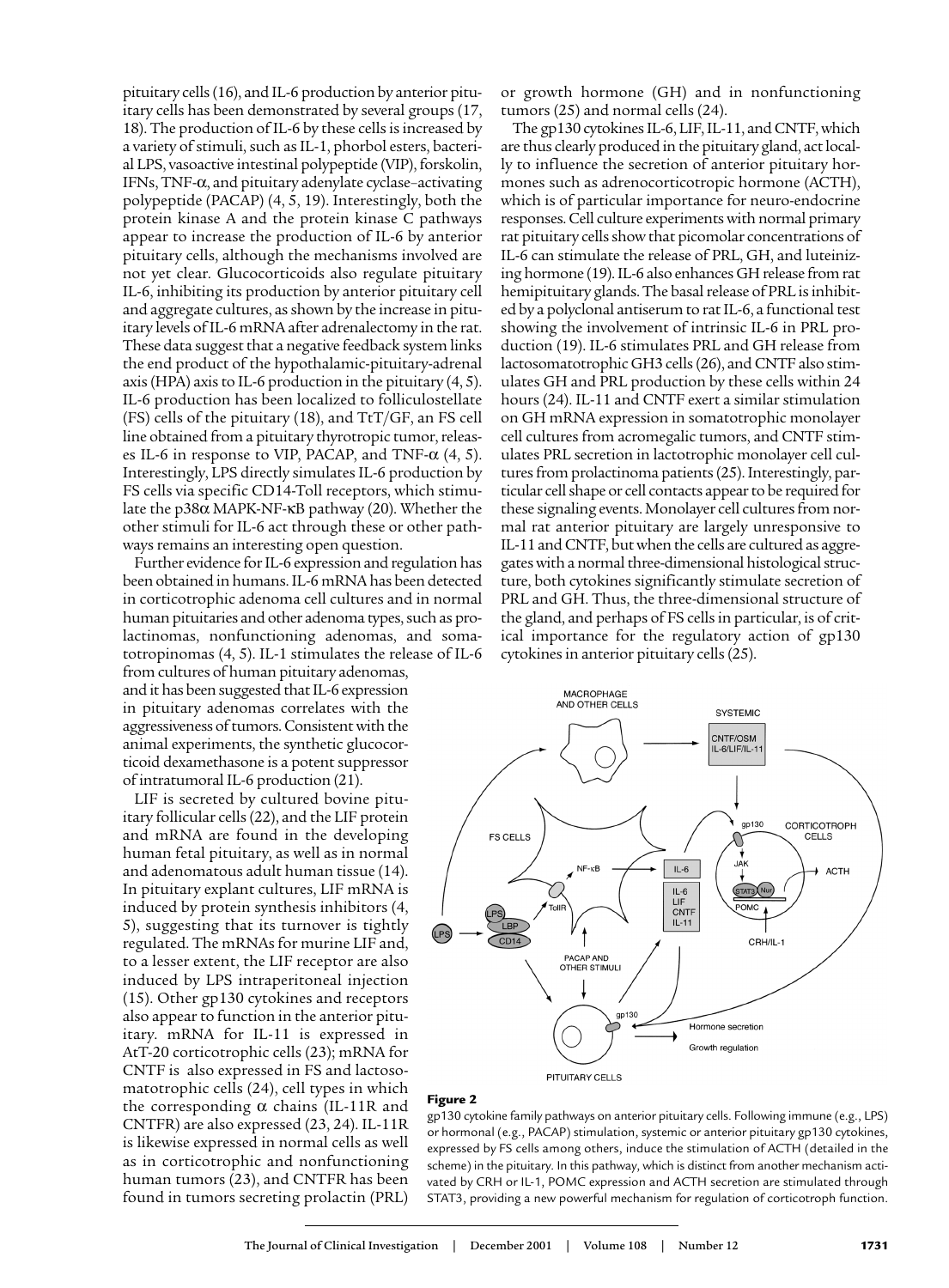pituitary cells (16), and IL-6 production by anterior pituitary cells has been demonstrated by several groups (17, 18). The production of IL-6 by these cells is increased by a variety of stimuli, such as IL-1, phorbol esters, bacterial LPS, vasoactive intestinal polypeptide (VIP), forskolin, IFNs, TNF-α, and pituitary adenylate cyclase–activating polypeptide (PACAP) (4, 5, 19). Interestingly, both the protein kinase A and the protein kinase C pathways appear to increase the production of IL-6 by anterior pituitary cells, although the mechanisms involved are not yet clear. Glucocorticoids also regulate pituitary IL-6, inhibiting its production by anterior pituitary cell and aggregate cultures, as shown by the increase in pituitary levels of IL-6 mRNA after adrenalectomy in the rat. These data suggest that a negative feedback system links the end product of the hypothalamic-pituitary-adrenal (HPA) axis to IL-6 production in the pituitary (4, 5). IL-6 production has been localized to folliculostellate (FS) cells of the pituitary (18), and TtT/GF, an FS cell line obtained from a pituitary thyrotropic tumor, releases IL-6 in response to VIP, PACAP, and TNF-α (4, 5). Interestingly, LPS directly simulates IL-6 production by FS cells via specific CD14-Toll receptors, which stimulate the p38α MAPK-NF-κB pathway (20). Whether the other stimuli for IL-6 act through these or other pathways remains an interesting open question.

Further evidence for IL-6 expression and regulation has been obtained in humans. IL-6 mRNA has been detected in corticotrophic adenoma cell cultures and in normal human pituitaries and other adenoma types, such as prolactinomas, nonfunctioning adenomas, and somatotropinomas (4, 5). IL-1 stimulates the release of IL-6 from cultures of human pituitary adenomas, and it has been suggested that IL-6 expression in pituitary adenomas correlates with the aggressiveness of tumors. Consistent with the animal experiments, the synthetic glucocorticoid dexamethasone is a potent suppressor of intratumoral IL-6 production (21).

LIF is secreted by cultured bovine pituitary follicular cells (22), and the LIF protein and mRNA are found in the developing human fetal pituitary, as well as in normal and adenomatous adult human tissue (14). In pituitary explant cultures, LIF mRNA is induced by protein synthesis inhibitors (4, 5), suggesting that its turnover is tightly regulated. The mRNAs for murine LIF and, to a lesser extent, the LIF receptor are also induced by LPS intraperitoneal injection (15). Other gp130 cytokines and receptors also appear to function in the anterior pituitary. mRNA for IL-11 is expressed in AtT-20 corticotrophic cells (23); mRNA for CNTF is also expressed in FS and lactosomatotrophic cells (24), cell types in which the corresponding α chains (IL-11R and CNTFR) are also expressed (23, 24). IL-11R is likewise expressed in normal cells as well as in corticotrophic and nonfunctioning human tumors (23), and CNTFR has been found in tumors secreting prolactin (PRL) or growth hormone (GH) and in nonfunctioning tumors (25) and normal cells (24).

The gp130 cytokines IL-6, LIF, IL-11, and CNTF, which are thus clearly produced in the pituitary gland, act locally to influence the secretion of anterior pituitary hormones such as adrenocorticotropic hormone (ACTH), which is of particular importance for neuro-endocrine responses. Cell culture experiments with normal primary rat pituitary cells show that picomolar concentrations of IL-6 can stimulate the release of PRL, GH, and luteinizing hormone (19). IL-6 also enhances GH release from rat hemipituitary glands. The basal release of PRL is inhibited by a polyclonal antiserum to rat IL-6, a functional test showing the involvement of intrinsic IL-6 in PRL production (19). IL-6 stimulates PRL and GH release from lactosomatotrophic GH3 cells (26), and CNTF also stimulates GH and PRL production by these cells within 24 hours (24). IL-11 and CNTF exert a similar stimulation on GH mRNA expression in somatotrophic monolayer cell cultures from acromegalic tumors, and CNTF stimulates PRL secretion in lactotrophic monolayer cell cultures from prolactinoma patients (25). Interestingly, particular cell shape or cell contacts appear to be required for these signaling events. Monolayer cell cultures from normal rat anterior pituitary are largely unresponsive to IL-11 and CNTF, but when the cells are cultured as aggregates with a normal three-dimensional histological structure, both cytokines significantly stimulate secretion of PRL and GH. Thus, the three-dimensional structure of the gland, and perhaps of FS cells in particular, is of critical importance for the regulatory action of gp130 cytokines in anterior pituitary cells (25).

**Figure 2**

gp130 cytokine family pathways on anterior pituitary cells. Following immune (e.g., LPS) or hormonal (e.g., PACAP) stimulation, systemic or anterior pituitary gp130 cytokines, expressed by FS cells among others, induce the stimulation of ACTH (detailed in the scheme) in the pituitary. In this pathway, which is distinct from another mechanism activated by CRH or IL-1, POMC expression and ACTH secretion are stimulated through STAT3, providing a new powerful mechanism for regulation of corticotroph function.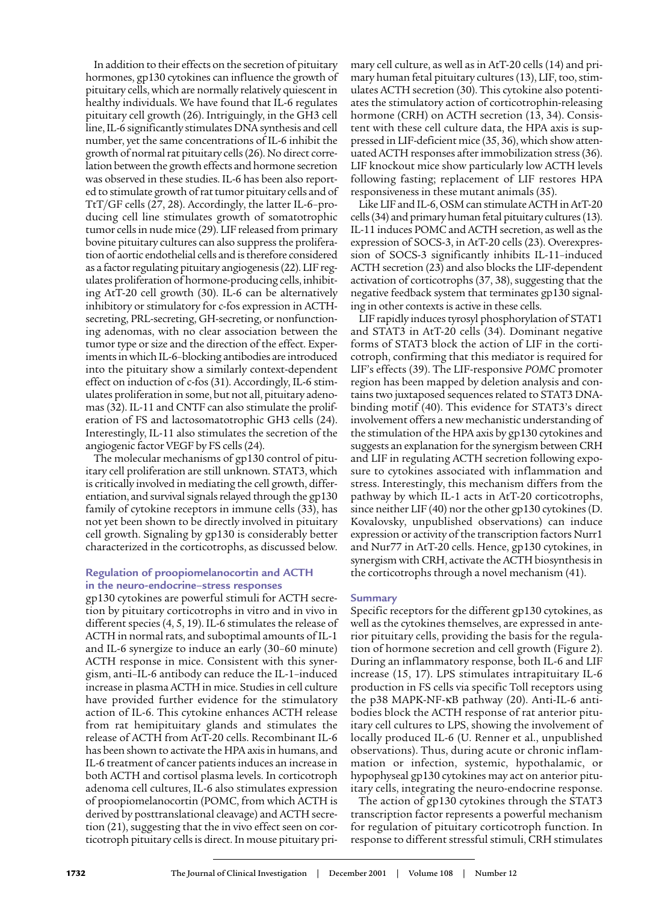In addition to their effects on the secretion of pituitary hormones, gp130 cytokines can influence the growth of pituitary cells, which are normally relatively quiescent in healthy individuals. We have found that IL-6 regulates pituitary cell growth (26). Intriguingly, in the GH3 cell line, IL-6 significantly stimulates DNA synthesis and cell number, yet the same concentrations of IL-6 inhibit the growth of normal rat pituitary cells (26). No direct correlation between the growth effects and hormone secretion was observed in these studies. IL-6 has been also reported to stimulate growth of rat tumor pituitary cells and of TtT/GF cells (27, 28). Accordingly, the latter IL-6–producing cell line stimulates growth of somatotrophic tumor cells in nude mice (29). LIF released from primary bovine pituitary cultures can also suppress the proliferation of aortic endothelial cells and is therefore considered as a factor regulating pituitary angiogenesis (22). LIF regulates proliferation of hormone-producing cells, inhibiting AtT-20 cell growth (30). IL-6 can be alternatively inhibitory or stimulatory for c-fos expression in ACTH-secreting, PRL-secreting, GH-secreting, or nonfunctioning adenomas, with no clear association between the tumor type or size and the direction of the effect. Experiments in which IL-6–blocking antibodies are introduced into the pituitary show a similarly context-dependent effect on induction of c-fos (31). Accordingly, IL-6 stimulates proliferation in some, but not all, pituitary adenomas (32). IL-11 and CNTF can also stimulate the proliferation of FS and lactosomatotrophic GH3 cells (24). Interestingly, IL-11 also stimulates the secretion of the angiogenic factor VEGF by FS cells (24).

The molecular mechanisms of gp130 control of pituitary cell proliferation are still unknown. STAT3, which is critically involved in mediating the cell growth, differentiation, and survival signals relayed through the gp130 family of cytokine receptors in immune cells (33), has not yet been shown to be directly involved in pituitary cell growth. Signaling by gp130 is considerably better characterized in the corticotrophs, as discussed below.

### Regulation of proopiomelanocortin and ACTH in the neuro-endocrine–stress responses

gp130 cytokines are powerful stimuli for ACTH secretion by pituitary corticotrophs in vitro and in vivo in different species (4, 5, 19). IL-6 stimulates the release of ACTH in normal rats, and suboptimal amounts of IL-1 and IL-6 synergize to induce an early (30–60 minute) ACTH response in mice. Consistent with this synergism, anti–IL-6 antibody can reduce the IL-1–induced increase in plasma ACTH in mice. Studies in cell culture have provided further evidence for the stimulatory action of IL-6. This cytokine enhances ACTH release from rat hemipituitary glands and stimulates the release of ACTH from AtT-20 cells. Recombinant IL-6 has been shown to activate the HPA axis in humans, and IL-6 treatment of cancer patients induces an increase in both ACTH and cortisol plasma levels. In corticotroph adenoma cell cultures, IL-6 also stimulates expression of proopiomelanocortin (POMC, from which ACTH is derived by posttranslational cleavage) and ACTH secretion (21), suggesting that the in vivo effect seen on corticotroph pituitary cells is direct. In mouse pituitary primary cell culture, as well as in AtT-20 cells (14) and primary human fetal pituitary cultures (13), LIF, too, stimulates ACTH secretion (30). This cytokine also potentiates the stimulatory action of corticotrophin-releasing hormone (CRH) on ACTH secretion (13, 34). Consistent with these cell culture data, the HPA axis is suppressed in LIF-deficient mice (35, 36), which show attenuated ACTH responses after immobilization stress (36). LIF knockout mice show particularly low ACTH levels following fasting; replacement of LIF restores HPA responsiveness in these mutant animals (35).

Like LIF and IL-6, OSM can stimulate ACTH in AtT-20 cells (34) and primary human fetal pituitary cultures (13). IL-11 induces POMC and ACTH secretion, as well as the expression of SOCS-3, in AtT-20 cells (23). Overexpression of SOCS-3 significantly inhibits IL-11–induced ACTH secretion (23) and also blocks the LIF-dependent activation of corticotrophs (37, 38), suggesting that the negative feedback system that terminates gp130 signaling in other contexts is active in these cells.

LIF rapidly induces tyrosyl phosphorylation of STAT1 and STAT3 in AtT-20 cells (34). Dominant negative forms of STAT3 block the action of LIF in the corticotroph, confirming that this mediator is required for LIF's effects (39). The LIF-responsive *POMC* promoter region has been mapped by deletion analysis and contains two juxtaposed sequences related to STAT3 DNA-binding motif (40). This evidence for STAT3's direct involvement offers a new mechanistic understanding of the stimulation of the HPA axis by gp130 cytokines and suggests an explanation for the synergism between CRH and LIF in regulating ACTH secretion following exposure to cytokines associated with inflammation and stress. Interestingly, this mechanism differs from the pathway by which IL-1 acts in AtT-20 corticotrophs, since neither LIF (40) nor the other gp130 cytokines (D. Kovalovsky, unpublished observations) can induce expression or activity of the transcription factors Nurr1 and Nur77 in AtT-20 cells. Hence, gp130 cytokines, in synergism with CRH, activate the ACTH biosynthesis in the corticotrophs through a novel mechanism (41).

### Summary

Specific receptors for the different gp130 cytokines, as well as the cytokines themselves, are expressed in anterior pituitary cells, providing the basis for the regulation of hormone secretion and cell growth (Figure 2). During an inflammatory response, both IL-6 and LIF increase (15, 17). LPS stimulates intrapituitary IL-6 production in FS cells via specific Toll receptors using the p38 MAPK-NF-κB pathway (20). Anti-IL-6 antibodies block the ACTH response of rat anterior pituitary cell cultures to LPS, showing the involvement of locally produced IL-6 (U. Renner et al., unpublished observations). Thus, during acute or chronic inflammation or infection, systemic, hypothalamic, or hypophyseal gp130 cytokines may act on anterior pituitary cells, integrating the neuro-endocrine response.

The action of gp130 cytokines through the STAT3 transcription factor represents a powerful mechanism for regulation of pituitary corticotroph function. In response to different stressful stimuli, CRH stimulates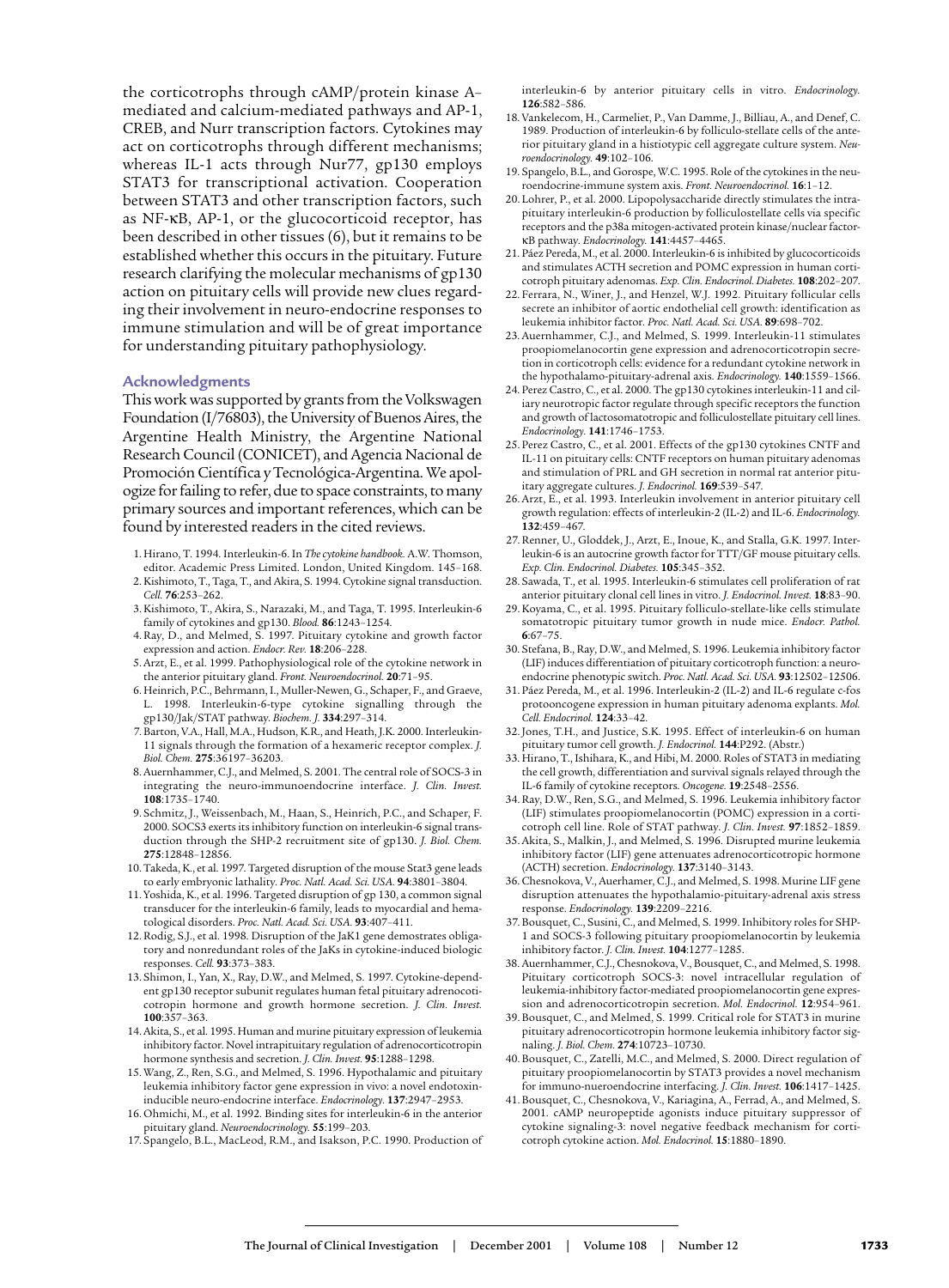the corticotrophs through cAMP/protein kinase A–mediated and calcium-mediated pathways and AP-1, CREB, and Nurr transcription factors. Cytokines may act on corticotrophs through different mechanisms; whereas IL-1 acts through Nur77, gp130 employs STAT3 for transcriptional activation. Cooperation between STAT3 and other transcription factors, such as NF-κB, AP-1, or the glucocorticoid receptor, has been described in other tissues (6), but it remains to be established whether this occurs in the pituitary. Future research clarifying the molecular mechanisms of gp130 action on pituitary cells will provide new clues regarding their involvement in neuro-endocrine responses to immune stimulation and will be of great importance for understanding pituitary pathophysiology.

## Acknowledgments

This work was supported by grants from the Volkswagen Foundation (I/76803), the University of Buenos Aires, the Argentine Health Ministry, the Argentine National Research Council (CONICET), and Agencia Nacional de Promoción Científica y Tecnológica-Argentina. We apologize for failing to refer, due to space constraints, to many primary sources and important references, which can be found by interested readers in the cited reviews.

1. Hirano, T. 1994. Interleukin-6. In *The cytokine handbook*. A.W. Thomson, editor. Academic Press Limited. London, United Kingdom. 145–168.
2. Kishimoto, T., Taga, T., and Akira, S. 1994. Cytokine signal transduction. *Cell.* **76**:253–262.
3. Kishimoto, T., Akira, S., Narazaki, M., and Taga, T. 1995. Interleukin-6 family of cytokines and gp130. *Blood.* **86**:1243–1254.
4. Ray, D., and Melmed, S. 1997. Pituitary cytokine and growth factor expression and action. *Endocr. Rev.* **18**:206–228.
5. Arzt, E., et al. 1999. Pathophysiological role of the cytokine network in the anterior pituitary gland. *Front. Neuroendocrinol.* **20**:71–95.
6. Heinrich, P.C., Behrmann, I., Muller-Newen, G., Schaper, F., and Graeve, L. 1998. Interleukin-6-type cytokine signalling through the gp130/Jak/STAT pathway. *Biochem. J.* **334**:297–314.
7. Barton, V.A., Hall, M.A., Hudson, K.R., and Heath, J.K. 2000. Interleukin-11 signals through the formation of a hexameric receptor complex. *J. Biol. Chem.* **275**:36197–36203.
8. Auernhammer, C.J., and Melmed, S. 2001. The central role of SOCS-3 in integrating the neuro-immunoendocrine interface. *J. Clin. Invest.* **108**:1735–1740.
9. Schmitz, J., Weissenbach, M., Haan, S., Heinrich, P.C., and Schaper, F. 2000. SOCS3 exerts its inhibitory function on interleukin-6 signal transduction through the SHP-2 recruitment site of gp130. *J. Biol. Chem.* **275**:12848–12856.
10. Takeda, K., et al. 1997. Targeted disruption of the mouse Stat3 gene leads to early embryonic lathality. *Proc. Natl. Acad. Sci. USA.* **94**:3801–3804.
11. Yoshida, K., et al. 1996. Targeted disruption of gp 130, a common signal transducer for the interleukin-6 family, leads to myocardial and hematological disorders. *Proc. Natl. Acad. Sci. USA.* **93**:407–411.
12. Rodig, S.J., et al. 1998. Disruption of the JaK1 gene demostrates obligatory and nonredundant roles of the JaKs in cytokine-induced biologic responses. *Cell.* **93**:373–383.
13. Shimon, I., Yan, X., Ray, D.W., and Melmed, S. 1997. Cytokine-dependent gp130 receptor subunit regulates human fetal pituitary adrenocorticotropin hormone and growth hormone secretion. *J. Clin. Invest.* **100**:357–363.
14. Akita, S., et al. 1995. Human and murine pituitary expression of leukemia inhibitory factor. Novel intrapituitary regulation of adrenocorticotropin hormone synthesis and secretion. *J. Clin. Invest.* **95**:1288–1298.
15. Wang, Z., Ren, S.G., and Melmed, S. 1996. Hypothalamic and pituitary leukemia inhibitory factor gene expression in vivo: a novel endotoxin-inducible neuro-endocrine interface. *Endocrinology.* **137**:2947–2953.
16. Ohmichi, M., et al. 1992. Binding sites for interleukin-6 in the anterior pituitary gland. *Neuroendocrinology.* **55**:199–203.
17. Spangelo, B.L., MacLeod, R.M., and Isakson, P.C. 1990. Production of interleukin-6 by anterior pituitary cells in vitro. *Endocrinology.* **126**:582–586.
18. Vankelecom, H., Carmeliet, P., Van Damme, J., Billiau, A., and Denef, C. 1989. Production of interleukin-6 by folliculo-stellate cells of the anterior pituitary gland in a histiotypic cell aggregate culture system. *Neuroendocrinology.* **49**:102–106.
19. Spangelo, B.L., and Gorospe, W.C. 1995. Role of the cytokines in the neuroendocrine-immune system axis. *Front. Neuroendocrinol.* **16**:1–12.
20. Lohrer, P., et al. 2000. Lipopolysaccharide directly stimulates the intrapituitary interleukin-6 production by folliculostellate cells via specific receptors and the p38a mitogen-activated protein kinase/nuclear factor-κB pathway. *Endocrinology.* **141**:4457–4465.
21. Páez Pereda, M., et al. 2000. Interleukin-6 is inhibited by glucocorticoids and stimulates ACTH secretion and POMC expression in human corticotroph pituitary adenomas. *Exp. Clin. Endocrinol. Diabetes.* **108**:202–207.
22. Ferrara, N., Winer, J., and Henzel, W.J. 1992. Pituitary follicular cells secrete an inhibitor of aortic endothelial cell growth: identification as leukemia inhibitor factor. *Proc. Natl. Acad. Sci. USA.* **89**:698–702.
23. Auernhammer, C.J., and Melmed, S. 1999. Interleukin-11 stimulates proopiomelanocortin gene expression and adrenocorticotropin secretion in corticotroph cells: evidence for a redundant cytokine network in the hypothalamo-pituitary-adrenal axis. *Endocrinology.* **140**:1559–1566.
24. Perez Castro, C., et al. 2000. The gp130 cytokines interleukin-11 and ciliary neurotropic factor regulate through specific receptors the function and growth of lactosomatotropic and folliculostellate pituitary cell lines. *Endocrinology.* **141**:1746–1753.
25. Perez Castro, C., et al. 2001. Effects of the gp130 cytokines CNTF and IL-11 on pituitary cells: CNTF receptors on human pituitary adenomas and stimulation of PRL and GH secretion in normal rat anterior pituitary aggregate cultures. *J. Endocrinol.* **169**:539–547.
26. Arzt, E., et al. 1993. Interleukin involvement in anterior pituitary cell growth regulation: effects of interleukin-2 (IL-2) and IL-6. *Endocrinology.* **132**:459–467.
27. Renner, U., Gloddek, J., Arzt, E., Inoue, K., and Stalla, G.K. 1997. Interleukin-6 is an autocrine growth factor for TTT/GF mouse pituitary cells. *Exp. Clin. Endocrinol. Diabetes.* **105**:345–352.
28. Sawada, T., et al. 1995. Interleukin-6 stimulates cell proliferation of rat anterior pituitary clonal cell lines in vitro. *J. Endocrinol. Invest.* **18**:83–90.
29. Koyama, C., et al. 1995. Pituitary folliculo-stellate-like cells stimulate somatotropic pituitary tumor growth in nude mice. *Endocr. Pathol.* **6**:67–75.
30. Stefana, B., Ray, D.W., and Melmed, S. 1996. Leukemia inhibitory factor (LIF) induces differentiation of pituitary corticotroph function: a neuroendocrine phenotypic switch. *Proc. Natl. Acad. Sci. USA.* **93**:12502–12506.
31. Páez Pereda, M., et al. 1996. Interleukin-2 (IL-2) and IL-6 regulate c-fos protooncogene expression in human pituitary adenoma explants. *Mol. Cell. Endocrinol.* **124**:33–42.
32. Jones, T.H., and Justice, S.K. 1995. Effect of interleukin-6 on human pituitary tumor cell growth. *J. Endocrinol.* **144**:P292. (Abstr.)
33. Hirano, T., Ishihara, K., and Hibi, M. 2000. Roles of STAT3 in mediating the cell growth, differentiation and survival signals relayed through the IL-6 family of cytokine receptors. *Oncogene.* **19**:2548–2556.
34. Ray, D.W., Ren, S.G., and Melmed, S. 1996. Leukemia inhibitory factor (LIF) stimulates proopiomelanocortin (POMC) expression in a corticotroph cell line. Role of STAT pathway. *J. Clin. Invest.* **97**:1852–1859.
35. Akita, S., Malkin, J., and Melmed, S. 1996. Disrupted murine leukemia inhibitory factor (LIF) gene attenuates adrenocorticotropic hormone (ACTH) secretion. *Endocrinology.* **137**:3140–3143.
36. Chesnokova, V., Auerhamer, C.J., and Melmed, S. 1998. Murine LIF gene disruption attenuates the hypothalamio-pituitary-adrenal axis stress response. *Endocrinology.* **139**:2209–2216.
37. Bousquet, C., Susini, C., and Melmed, S. 1999. Inhibitory roles for SHP-1 and SOCS-3 following pituitary proopiomelanocortin by leukemia inhibitory factor. *J. Clin. Invest.* **104**:1277–1285.
38. Auernhammer, C.J., Chesnokova, V., Bousquet, C., and Melmed, S. 1998. Pituitary corticotroph SOCS-3: novel intracellular regulation of leukemia-inhibitory factor-mediated proopiomelanocortin gene expression and adrenocorticotropin secretion. *Mol. Endocrinol.* **12**:954–961.
39. Bousquet, C., and Melmed, S. 1999. Critical role for STAT3 in murine pituitary adrenocorticotropin hormone leukemia inhibitory factor signaling. *J. Biol. Chem.* **274**:10723–10730.
40. Bousquet, C., Zatelli, M.C., and Melmed, S. 2000. Direct regulation of pituitary proopiomelanocortin by STAT3 provides a novel mechanism for immuno-nueroendocrine interfacing. *J. Clin. Invest.* **106**:1417–1425.
41. Bousquet, C., Chesnokova, V., Kariagina, A., Ferrad, A., and Melmed, S. 2001. cAMP neuropeptide agonists induce pituitary suppressor of cytokine signaling-3: novel negative feedback mechanism for corticotroph cytokine action. *Mol. Endocrinol.* **15**:1880–1890.